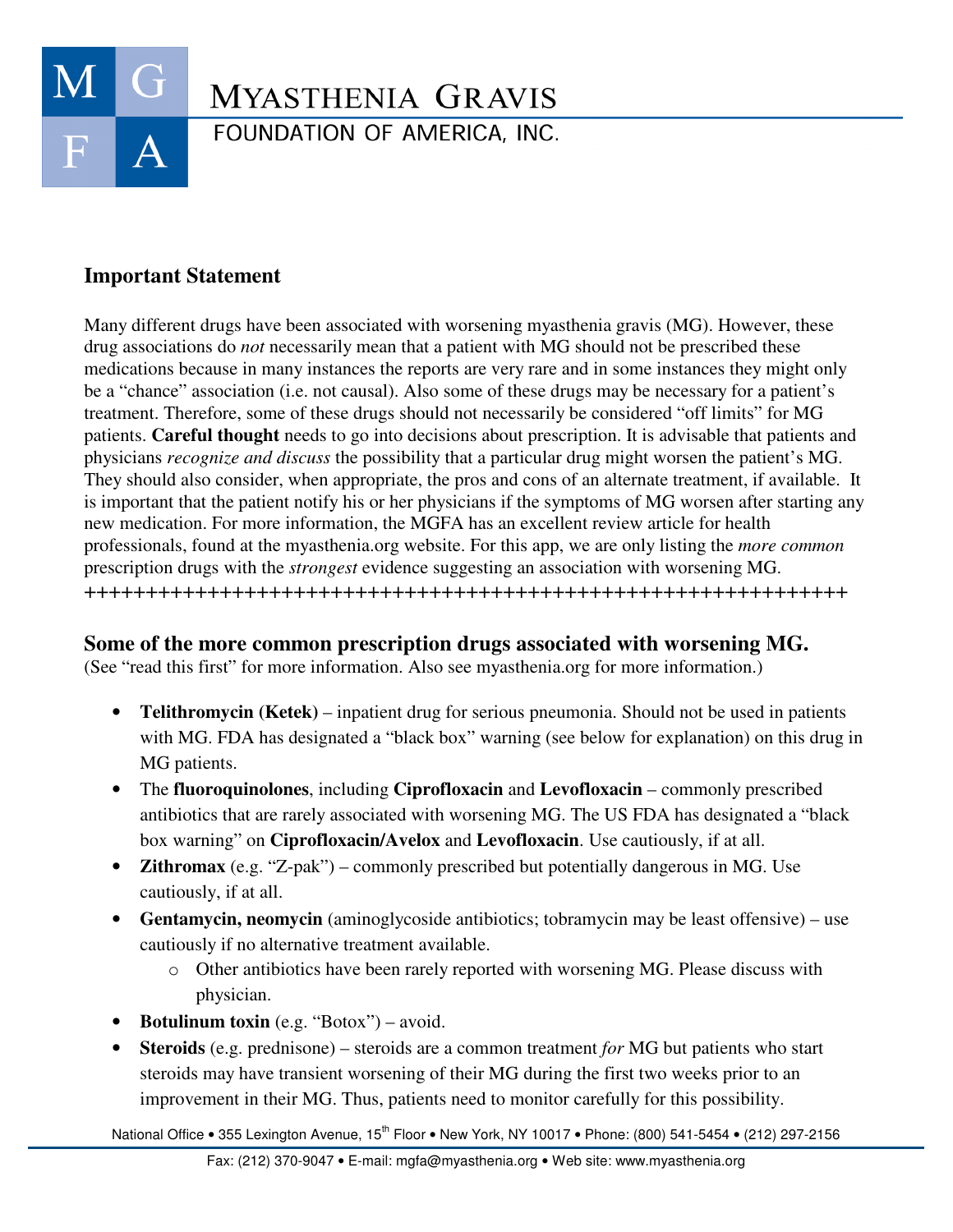# Myasthenia Gravis Foundation of America, Inc.

## Important Statement

Many different drugs have been associated with worsening myasthenia gravis (MG). However, these drug associations do *not* necessarily mean that a patient with MG should not be prescribed these medications because in many instances the reports are very rare and in some instances they might only be a "chance" association (i.e. not causal). Also some of these drugs may be necessary for a patient's treatment. Therefore, some of these drugs should not necessarily be considered "off limits" for MG patients. **Careful thought** needs to go into decisions about prescription. It is advisable that patients and physicians *recognize and discuss* the possibility that a particular drug might worsen the patient's MG. They should also consider, when appropriate, the pros and cons of an alternate treatment, if available. It is important that the patient notify his or her physicians if the symptoms of MG worsen after starting any new medication. For more information, the MGFA has an excellent review article for health professionals, found at the myasthenia.org website. For this app, we are only listing the *more common* prescription drugs with the *strongest* evidence suggesting an association with worsening MG.
+++++++++++++++++++++++++++++++++++++++++++++++++++++++++++

## Some of the more common prescription drugs associated with worsening MG.

(See "read this first" for more information. Also see myasthenia.org for more information.)

- **Telithromycin (Ketek)** – inpatient drug for serious pneumonia. Should not be used in patients with MG. FDA has designated a "black box" warning (see below for explanation) on this drug in MG patients.
- The **fluoroquinolones**, including **Ciprofloxacin** and **Levofloxacin** – commonly prescribed antibiotics that are rarely associated with worsening MG. The US FDA has designated a "black box warning" on **Ciprofloxacin/Avelox** and **Levofloxacin**. Use cautiously, if at all.
- **Zithromax** (e.g. "Z-pak") – commonly prescribed but potentially dangerous in MG. Use cautiously, if at all.
- **Gentamycin, neomycin** (aminoglycoside antibiotics; tobramycin may be least offensive) – use cautiously if no alternative treatment available.
    - Other antibiotics have been rarely reported with worsening MG. Please discuss with physician.
- **Botulinum toxin** (e.g. "Botox") – avoid.
- **Steroids** (e.g. prednisone) – steroids are a common treatment *for* MG but patients who start steroids may have transient worsening of their MG during the first two weeks prior to an improvement in their MG. Thus, patients need to monitor carefully for this possibility.

National Office • 355 Lexington Avenue, 15th Floor • New York, NY 10017 • Phone: (800) 541-5454 • (212) 297-2156
Fax: (212) 370-9047 • E-mail: mgfa@myasthenia.org • Web site: www.myasthenia.org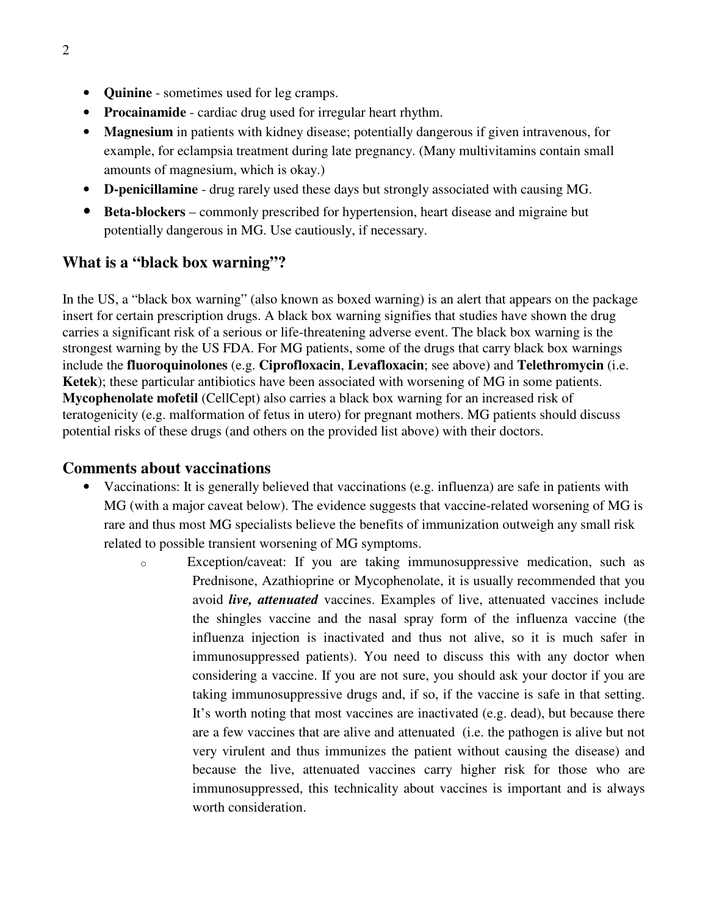- **Quinine** - sometimes used for leg cramps.
- **Procainamide** - cardiac drug used for irregular heart rhythm.
- **Magnesium** in patients with kidney disease; potentially dangerous if given intravenous, for example, for eclampsia treatment during late pregnancy. (Many multivitamins contain small amounts of magnesium, which is okay.)
- **D-penicillamine** - drug rarely used these days but strongly associated with causing MG.
- **Beta-blockers** – commonly prescribed for hypertension, heart disease and migraine but potentially dangerous in MG. Use cautiously, if necessary.

## What is a "black box warning"?

In the US, a "black box warning" (also known as boxed warning) is an alert that appears on the package insert for certain prescription drugs. A black box warning signifies that studies have shown the drug carries a significant risk of a serious or life-threatening adverse event. The black box warning is the strongest warning by the US FDA. For MG patients, some of the drugs that carry black box warnings include the **fluoroquinolones** (e.g. **Ciprofloxacin**, **Levafloxacin**; see above) and **Telethromycin** (i.e. **Ketek**); these particular antibiotics have been associated with worsening of MG in some patients. **Mycophenolate mofetil** (CellCept) also carries a black box warning for an increased risk of teratogenicity (e.g. malformation of fetus in utero) for pregnant mothers. MG patients should discuss potential risks of these drugs (and others on the provided list above) with their doctors.

## Comments about vaccinations

- Vaccinations: It is generally believed that vaccinations (e.g. influenza) are safe in patients with MG (with a major caveat below). The evidence suggests that vaccine-related worsening of MG is rare and thus most MG specialists believe the benefits of immunization outweigh any small risk related to possible transient worsening of MG symptoms.
  - Exception/caveat: If you are taking immunosuppressive medication, such as Prednisone, Azathioprine or Mycophenolate, it is usually recommended that you avoid ***live, attenuated*** vaccines. Examples of live, attenuated vaccines include the shingles vaccine and the nasal spray form of the influenza vaccine (the influenza injection is inactivated and thus not alive, so it is much safer in immunosuppressed patients). You need to discuss this with any doctor when considering a vaccine. If you are not sure, you should ask your doctor if you are taking immunosuppressive drugs and, if so, if the vaccine is safe in that setting. It's worth noting that most vaccines are inactivated (e.g. dead), but because there are a few vaccines that are alive and attenuated (i.e. the pathogen is alive but not very virulent and thus immunizes the patient without causing the disease) and because the live, attenuated vaccines carry higher risk for those who are immunosuppressed, this technicality about vaccines is important and is always worth consideration.